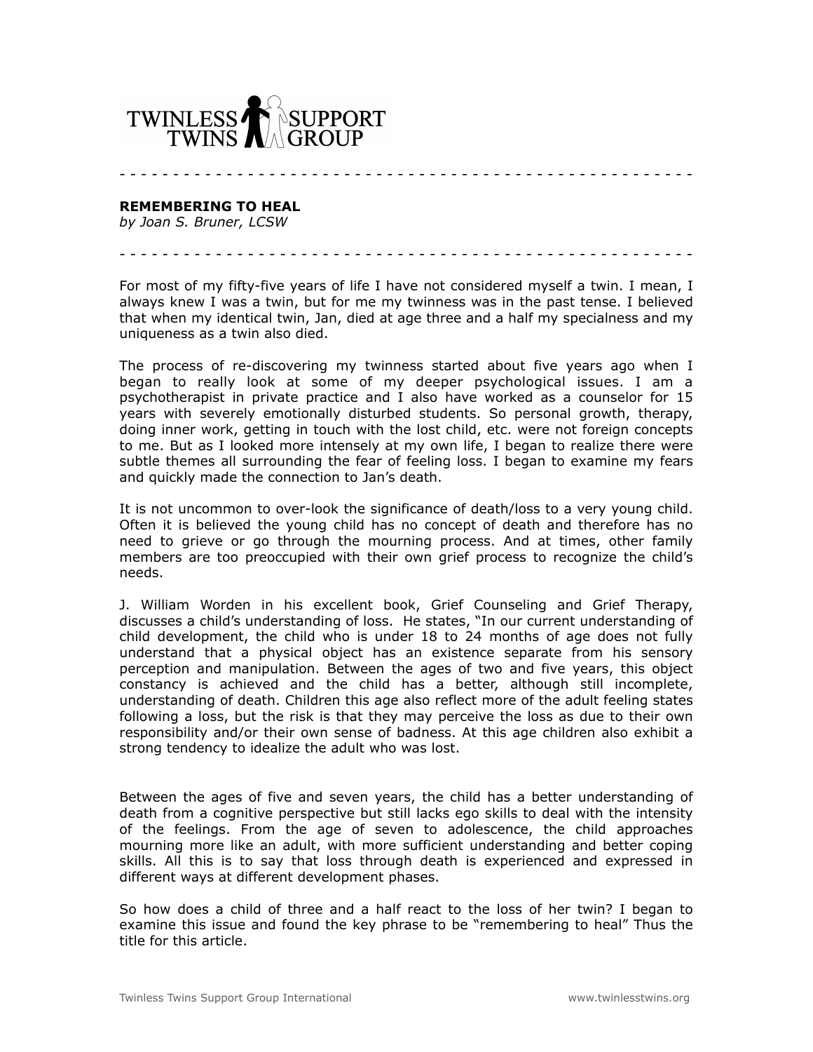TWINLESS TWINS SUPPORT GROUP

- - - - - - - - - - - - - - - - - - - - - - - - - - - - - - - - - - - - - - - - - - - - - - - - - - - - - - -

**REMEMBERING TO HEAL**

*by Joan S. Bruner, LCSW*

- - - - - - - - - - - - - - - - - - - - - - - - - - - - - - - - - - - - - - - - - - - - - - - - - - - - - - -

For most of my fifty-five years of life I have not considered myself a twin. I mean, I always knew I was a twin, but for me my twinness was in the past tense. I believed that when my identical twin, Jan, died at age three and a half my specialness and my uniqueness as a twin also died.

The process of re-discovering my twinness started about five years ago when I began to really look at some of my deeper psychological issues. I am a psychotherapist in private practice and I also have worked as a counselor for 15 years with severely emotionally disturbed students. So personal growth, therapy, doing inner work, getting in touch with the lost child, etc. were not foreign concepts to me. But as I looked more intensely at my own life, I began to realize there were subtle themes all surrounding the fear of feeling loss. I began to examine my fears and quickly made the connection to Jan's death.

It is not uncommon to over-look the significance of death/loss to a very young child. Often it is believed the young child has no concept of death and therefore has no need to grieve or go through the mourning process. And at times, other family members are too preoccupied with their own grief process to recognize the child's needs.

J. William Worden in his excellent book, Grief Counseling and Grief Therapy, discusses a child's understanding of loss. He states, "In our current understanding of child development, the child who is under 18 to 24 months of age does not fully understand that a physical object has an existence separate from his sensory perception and manipulation. Between the ages of two and five years, this object constancy is achieved and the child has a better, although still incomplete, understanding of death. Children this age also reflect more of the adult feeling states following a loss, but the risk is that they may perceive the loss as due to their own responsibility and/or their own sense of badness. At this age children also exhibit a strong tendency to idealize the adult who was lost.

Between the ages of five and seven years, the child has a better understanding of death from a cognitive perspective but still lacks ego skills to deal with the intensity of the feelings. From the age of seven to adolescence, the child approaches mourning more like an adult, with more sufficient understanding and better coping skills. All this is to say that loss through death is experienced and expressed in different ways at different development phases.

So how does a child of three and a half react to the loss of her twin? I began to examine this issue and found the key phrase to be "remembering to heal" Thus the title for this article.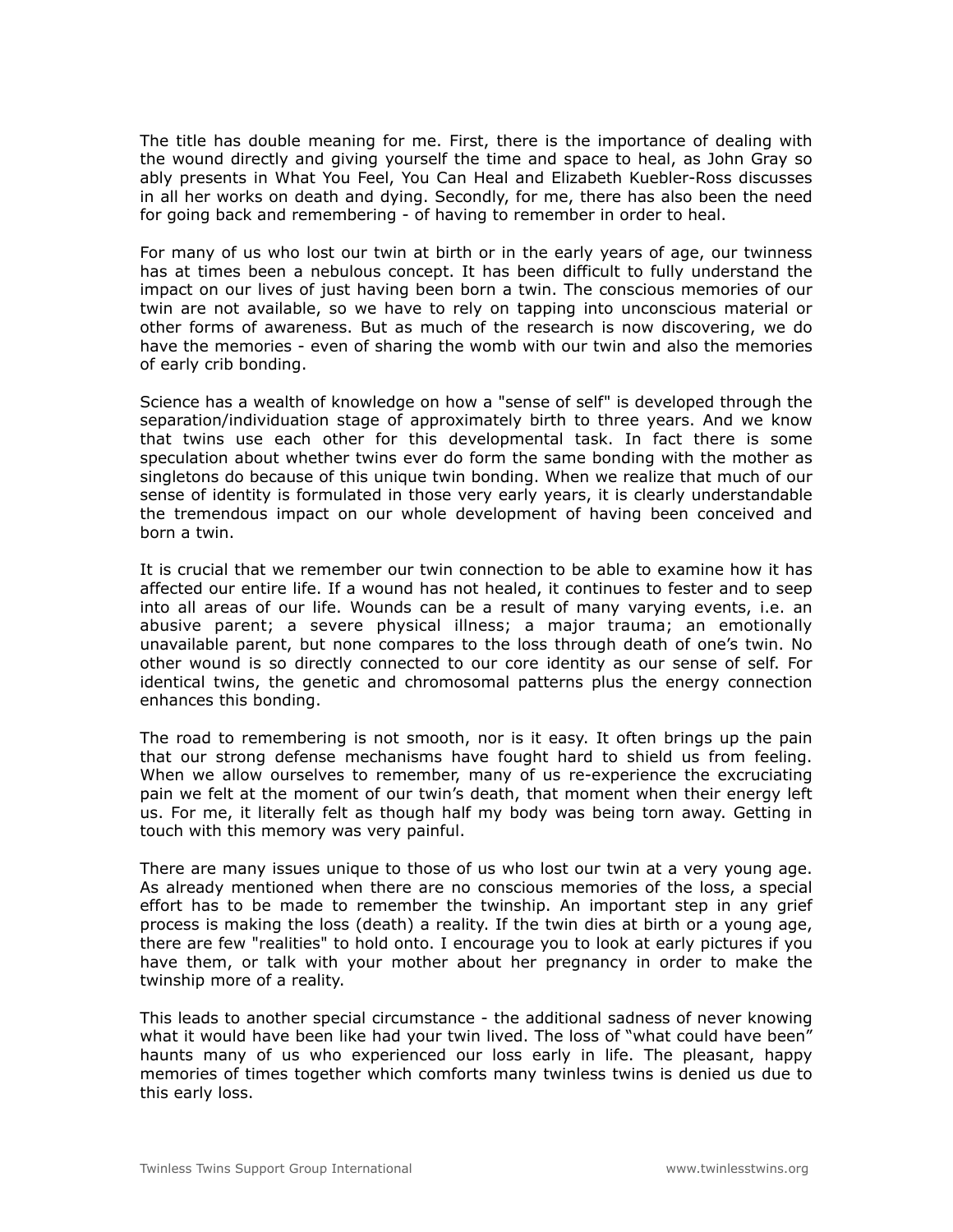The title has double meaning for me. First, there is the importance of dealing with the wound directly and giving yourself the time and space to heal, as John Gray so ably presents in What You Feel, You Can Heal and Elizabeth Kuebler-Ross discusses in all her works on death and dying. Secondly, for me, there has also been the need for going back and remembering - of having to remember in order to heal.

For many of us who lost our twin at birth or in the early years of age, our twinness has at times been a nebulous concept. It has been difficult to fully understand the impact on our lives of just having been born a twin. The conscious memories of our twin are not available, so we have to rely on tapping into unconscious material or other forms of awareness. But as much of the research is now discovering, we do have the memories - even of sharing the womb with our twin and also the memories of early crib bonding.

Science has a wealth of knowledge on how a "sense of self" is developed through the separation/individuation stage of approximately birth to three years. And we know that twins use each other for this developmental task. In fact there is some speculation about whether twins ever do form the same bonding with the mother as singletons do because of this unique twin bonding. When we realize that much of our sense of identity is formulated in those very early years, it is clearly understandable the tremendous impact on our whole development of having been conceived and born a twin.

It is crucial that we remember our twin connection to be able to examine how it has affected our entire life. If a wound has not healed, it continues to fester and to seep into all areas of our life. Wounds can be a result of many varying events, i.e. an abusive parent; a severe physical illness; a major trauma; an emotionally unavailable parent, but none compares to the loss through death of one's twin. No other wound is so directly connected to our core identity as our sense of self. For identical twins, the genetic and chromosomal patterns plus the energy connection enhances this bonding.

The road to remembering is not smooth, nor is it easy. It often brings up the pain that our strong defense mechanisms have fought hard to shield us from feeling. When we allow ourselves to remember, many of us re-experience the excruciating pain we felt at the moment of our twin's death, that moment when their energy left us. For me, it literally felt as though half my body was being torn away. Getting in touch with this memory was very painful.

There are many issues unique to those of us who lost our twin at a very young age. As already mentioned when there are no conscious memories of the loss, a special effort has to be made to remember the twinship. An important step in any grief process is making the loss (death) a reality. If the twin dies at birth or a young age, there are few "realities" to hold onto. I encourage you to look at early pictures if you have them, or talk with your mother about her pregnancy in order to make the twinship more of a reality.

This leads to another special circumstance - the additional sadness of never knowing what it would have been like had your twin lived. The loss of "what could have been" haunts many of us who experienced our loss early in life. The pleasant, happy memories of times together which comforts many twinless twins is denied us due to this early loss.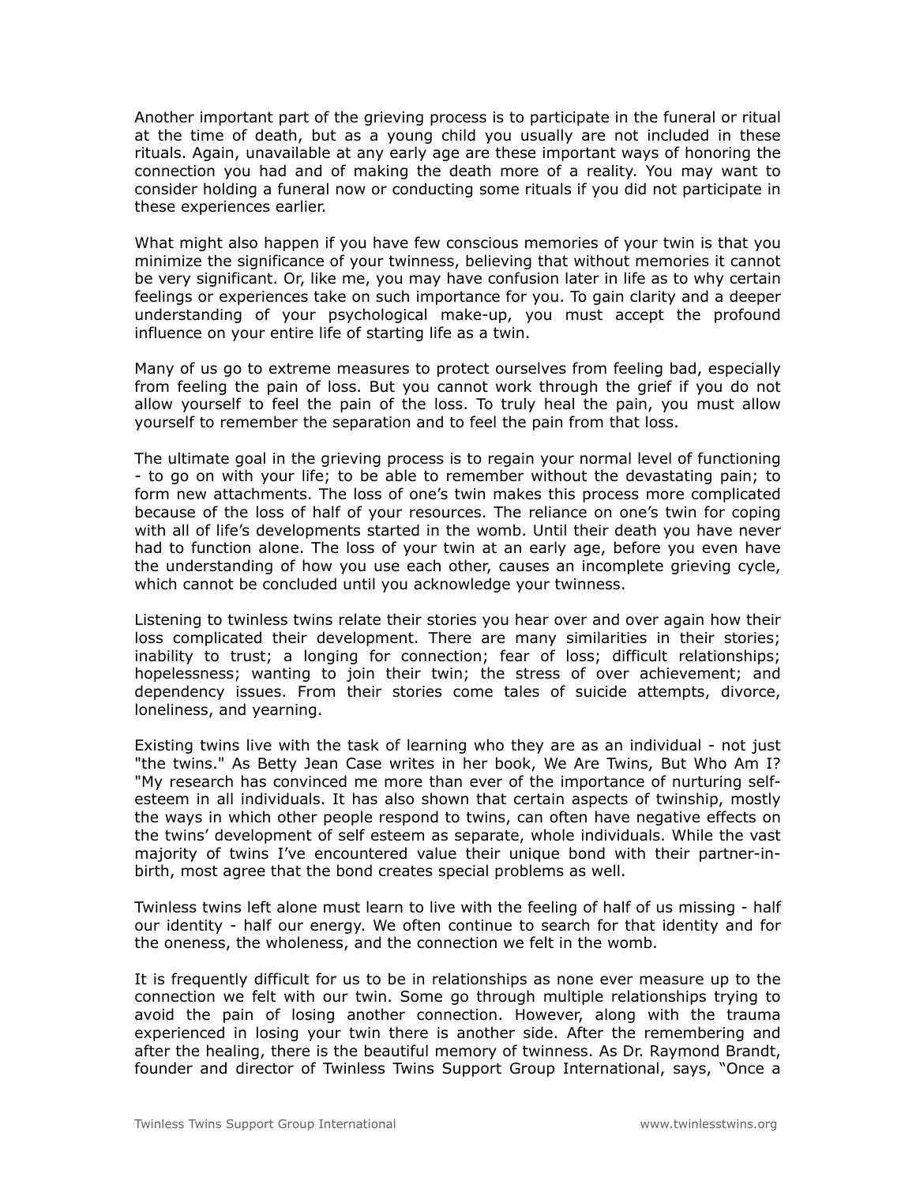Another important part of the grieving process is to participate in the funeral or ritual at the time of death, but as a young child you usually are not included in these rituals. Again, unavailable at any early age are these important ways of honoring the connection you had and of making the death more of a reality. You may want to consider holding a funeral now or conducting some rituals if you did not participate in these experiences earlier.

What might also happen if you have few conscious memories of your twin is that you minimize the significance of your twinness, believing that without memories it cannot be very significant. Or, like me, you may have confusion later in life as to why certain feelings or experiences take on such importance for you. To gain clarity and a deeper understanding of your psychological make-up, you must accept the profound influence on your entire life of starting life as a twin.

Many of us go to extreme measures to protect ourselves from feeling bad, especially from feeling the pain of loss. But you cannot work through the grief if you do not allow yourself to feel the pain of the loss. To truly heal the pain, you must allow yourself to remember the separation and to feel the pain from that loss.

The ultimate goal in the grieving process is to regain your normal level of functioning - to go on with your life; to be able to remember without the devastating pain; to form new attachments. The loss of one's twin makes this process more complicated because of the loss of half of your resources. The reliance on one's twin for coping with all of life's developments started in the womb. Until their death you have never had to function alone. The loss of your twin at an early age, before you even have the understanding of how you use each other, causes an incomplete grieving cycle, which cannot be concluded until you acknowledge your twinness.

Listening to twinless twins relate their stories you hear over and over again how their loss complicated their development. There are many similarities in their stories; inability to trust; a longing for connection; fear of loss; difficult relationships; hopelessness; wanting to join their twin; the stress of over achievement; and dependency issues. From their stories come tales of suicide attempts, divorce, loneliness, and yearning.

Existing twins live with the task of learning who they are as an individual - not just "the twins." As Betty Jean Case writes in her book, We Are Twins, But Who Am I? "My research has convinced me more than ever of the importance of nurturing self-esteem in all individuals. It has also shown that certain aspects of twinship, mostly the ways in which other people respond to twins, can often have negative effects on the twins' development of self esteem as separate, whole individuals. While the vast majority of twins I've encountered value their unique bond with their partner-in-birth, most agree that the bond creates special problems as well.

Twinless twins left alone must learn to live with the feeling of half of us missing - half our identity - half our energy. We often continue to search for that identity and for the oneness, the wholeness, and the connection we felt in the womb.

It is frequently difficult for us to be in relationships as none ever measure up to the connection we felt with our twin. Some go through multiple relationships trying to avoid the pain of losing another connection. However, along with the trauma experienced in losing your twin there is another side. After the remembering and after the healing, there is the beautiful memory of twinness. As Dr. Raymond Brandt, founder and director of Twinless Twins Support Group International, says, "Once a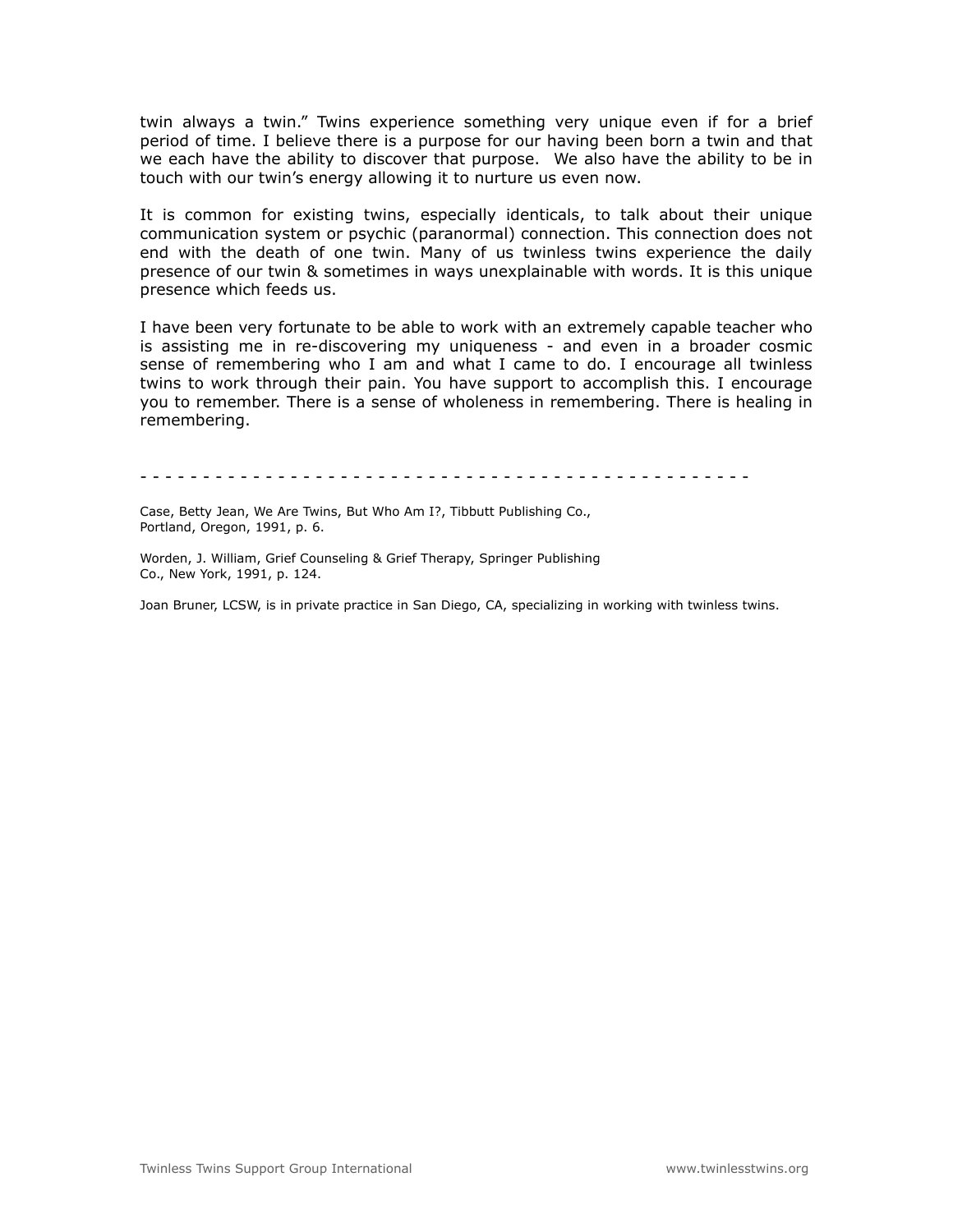twin always a twin." Twins experience something very unique even if for a brief period of time. I believe there is a purpose for our having been born a twin and that we each have the ability to discover that purpose. We also have the ability to be in touch with our twin's energy allowing it to nurture us even now.

It is common for existing twins, especially identicals, to talk about their unique communication system or psychic (paranormal) connection. This connection does not end with the death of one twin. Many of us twinless twins experience the daily presence of our twin & sometimes in ways unexplainable with words. It is this unique presence which feeds us.

I have been very fortunate to be able to work with an extremely capable teacher who is assisting me in re-discovering my uniqueness - and even in a broader cosmic sense of remembering who I am and what I came to do. I encourage all twinless twins to work through their pain. You have support to accomplish this. I encourage you to remember. There is a sense of wholeness in remembering. There is healing in remembering.

- - - - - - - - - - - - - - - - - - - - - - - - - - - - - - - - - - - - - - - - - - - - - - - - - -

Case, Betty Jean, We Are Twins, But Who Am I?, Tibbutt Publishing Co., Portland, Oregon, 1991, p. 6.

Worden, J. William, Grief Counseling & Grief Therapy, Springer Publishing Co., New York, 1991, p. 124.

Joan Bruner, LCSW, is in private practice in San Diego, CA, specializing in working with twinless twins.